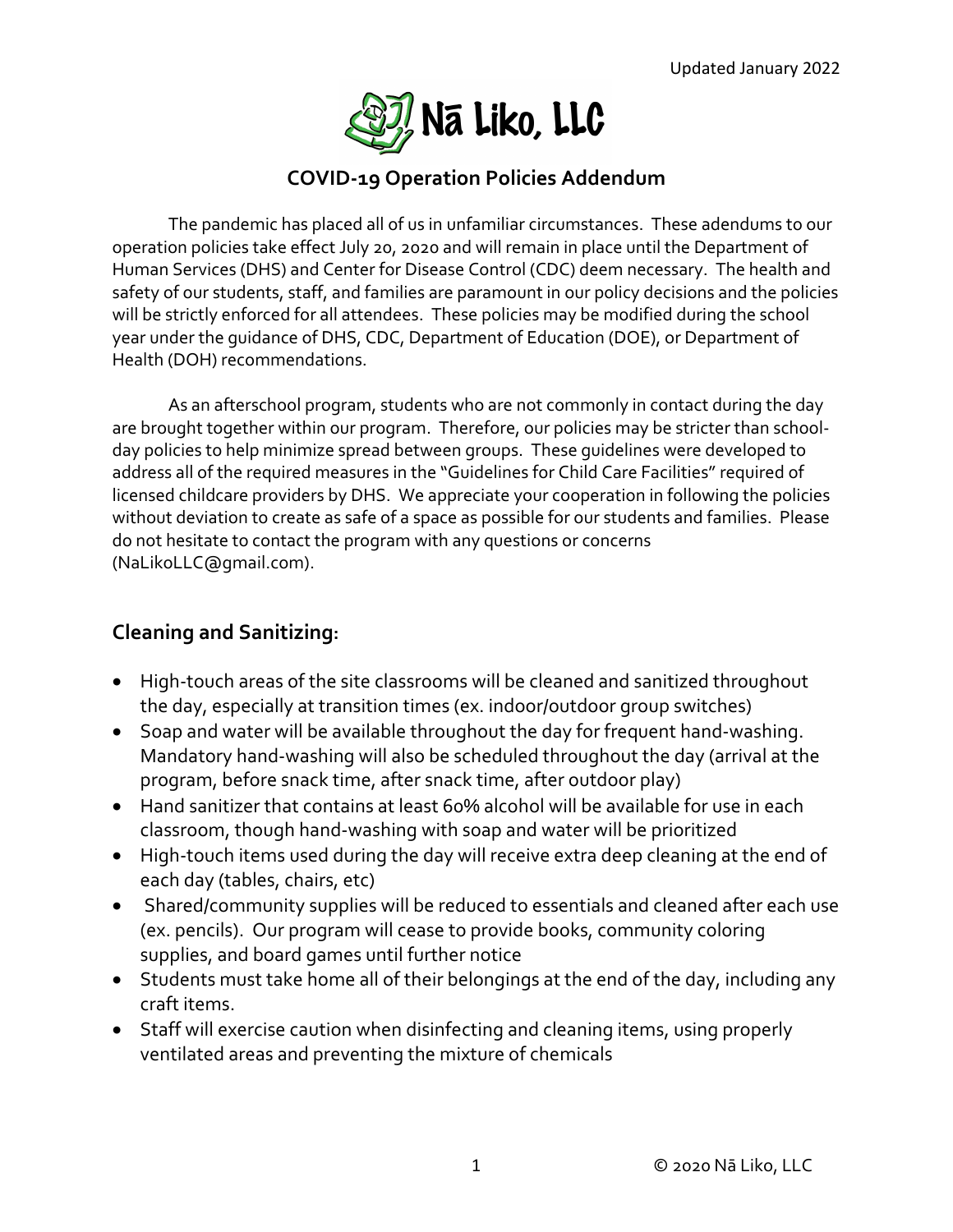Updated January 2022

# Nā Liko, LLC

## COVID-19 Operation Policies Addendum

The pandemic has placed all of us in unfamiliar circumstances. These adendums to our operation policies take effect July 20, 2020 and will remain in place until the Department of Human Services (DHS) and Center for Disease Control (CDC) deem necessary. The health and safety of our students, staff, and families are paramount in our policy decisions and the policies will be strictly enforced for all attendees. These policies may be modified during the school year under the guidance of DHS, CDC, Department of Education (DOE), or Department of Health (DOH) recommendations.

As an afterschool program, students who are not commonly in contact during the day are brought together within our program. Therefore, our policies may be stricter than school-day policies to help minimize spread between groups. These guidelines were developed to address all of the required measures in the "Guidelines for Child Care Facilities" required of licensed childcare providers by DHS. We appreciate your cooperation in following the policies without deviation to create as safe of a space as possible for our students and families. Please do not hesitate to contact the program with any questions or concerns (NaLikoLLC@gmail.com).

### Cleaning and Sanitizing:

- High-touch areas of the site classrooms will be cleaned and sanitized throughout the day, especially at transition times (ex. indoor/outdoor group switches)
- Soap and water will be available throughout the day for frequent hand-washing. Mandatory hand-washing will also be scheduled throughout the day (arrival at the program, before snack time, after snack time, after outdoor play)
- Hand sanitizer that contains at least 60% alcohol will be available for use in each classroom, though hand-washing with soap and water will be prioritized
- High-touch items used during the day will receive extra deep cleaning at the end of each day (tables, chairs, etc)
- Shared/community supplies will be reduced to essentials and cleaned after each use (ex. pencils). Our program will cease to provide books, community coloring supplies, and board games until further notice
- Students must take home all of their belongings at the end of the day, including any craft items.
- Staff will exercise caution when disinfecting and cleaning items, using properly ventilated areas and preventing the mixture of chemicals

© 2020 Nā Liko, LLC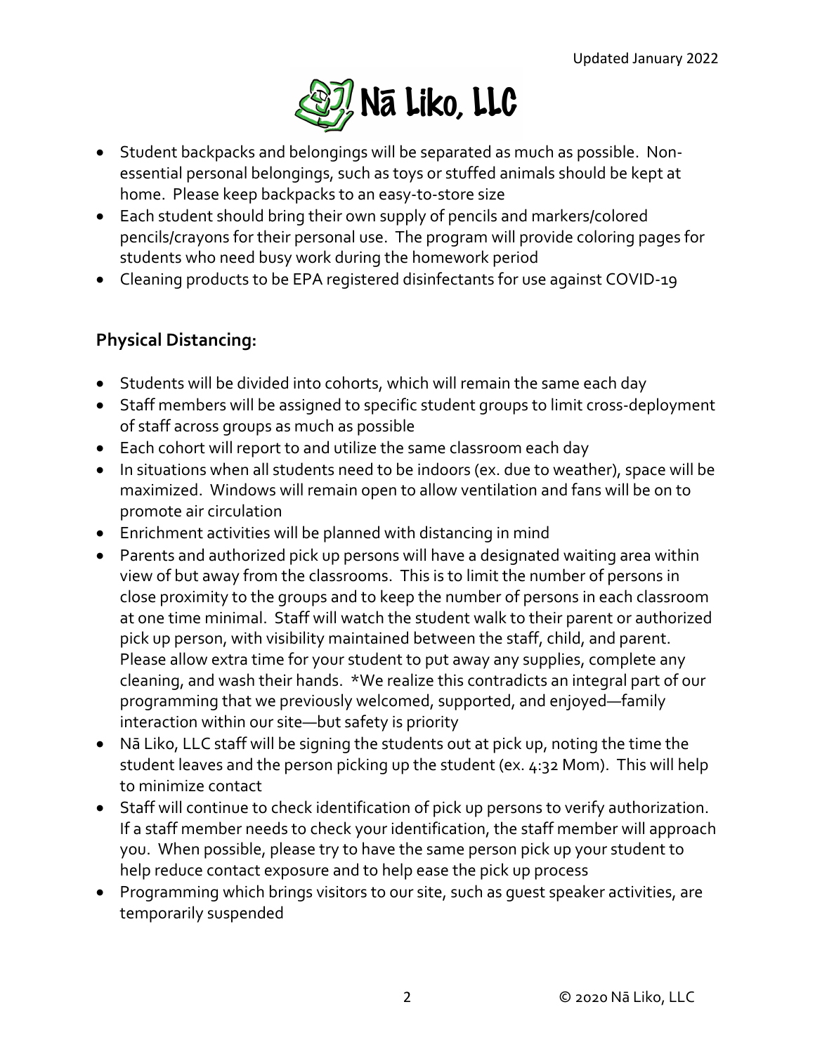- Student backpacks and belongings will be separated as much as possible. Non-essential personal belongings, such as toys or stuffed animals should be kept at home. Please keep backpacks to an easy-to-store size
- Each student should bring their own supply of pencils and markers/colored pencils/crayons for their personal use. The program will provide coloring pages for students who need busy work during the homework period
- Cleaning products to be EPA registered disinfectants for use against COVID-19

**Physical Distancing:**

- Students will be divided into cohorts, which will remain the same each day
- Staff members will be assigned to specific student groups to limit cross-deployment of staff across groups as much as possible
- Each cohort will report to and utilize the same classroom each day
- In situations when all students need to be indoors (ex. due to weather), space will be maximized. Windows will remain open to allow ventilation and fans will be on to promote air circulation
- Enrichment activities will be planned with distancing in mind
- Parents and authorized pick up persons will have a designated waiting area within view of but away from the classrooms. This is to limit the number of persons in close proximity to the groups and to keep the number of persons in each classroom at one time minimal. Staff will watch the student walk to their parent or authorized pick up person, with visibility maintained between the staff, child, and parent. Please allow extra time for your student to put away any supplies, complete any cleaning, and wash their hands. *We realize this contradicts an integral part of our programming that we previously welcomed, supported, and enjoyed—family interaction within our site—but safety is priority
- Nā Liko, LLC staff will be signing the students out at pick up, noting the time the student leaves and the person picking up the student (ex. 4:32 Mom). This will help to minimize contact
- Staff will continue to check identification of pick up persons to verify authorization. If a staff member needs to check your identification, the staff member will approach you. When possible, please try to have the same person pick up your student to help reduce contact exposure and to help ease the pick up process
- Programming which brings visitors to our site, such as guest speaker activities, are temporarily suspended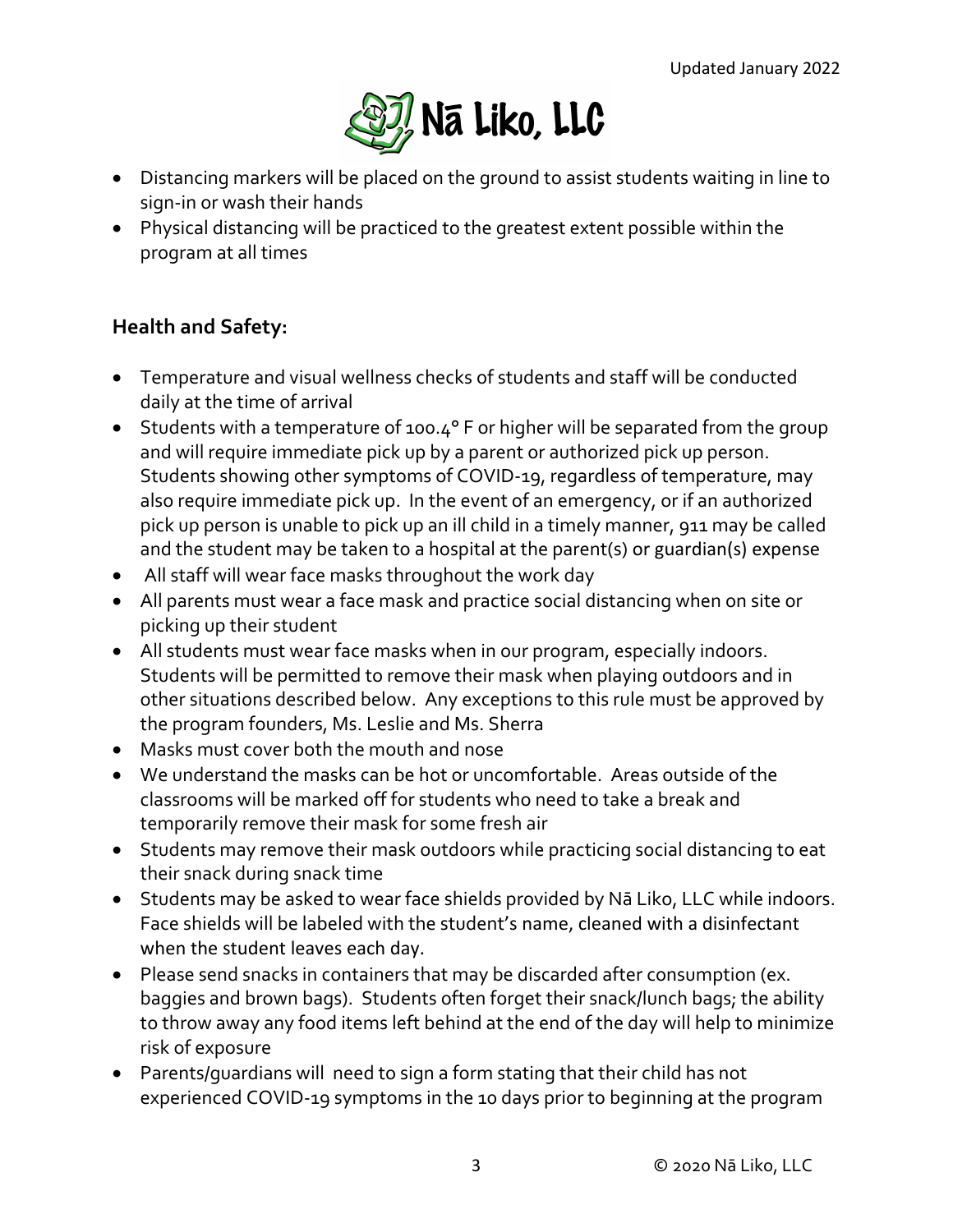- Distancing markers will be placed on the ground to assist students waiting in line to sign-in or wash their hands
- Physical distancing will be practiced to the greatest extent possible within the program at all times

**Health and Safety:**

- Temperature and visual wellness checks of students and staff will be conducted daily at the time of arrival
- Students with a temperature of 100.4° F or higher will be separated from the group and will require immediate pick up by a parent or authorized pick up person. Students showing other symptoms of COVID-19, regardless of temperature, may also require immediate pick up. In the event of an emergency, or if an authorized pick up person is unable to pick up an ill child in a timely manner, 911 may be called and the student may be taken to a hospital at the parent(s) or guardian(s) expense
- All staff will wear face masks throughout the work day
- All parents must wear a face mask and practice social distancing when on site or picking up their student
- All students must wear face masks when in our program, especially indoors. Students will be permitted to remove their mask when playing outdoors and in other situations described below. Any exceptions to this rule must be approved by the program founders, Ms. Leslie and Ms. Sherra
- Masks must cover both the mouth and nose
- We understand the masks can be hot or uncomfortable. Areas outside of the classrooms will be marked off for students who need to take a break and temporarily remove their mask for some fresh air
- Students may remove their mask outdoors while practicing social distancing to eat their snack during snack time
- Students may be asked to wear face shields provided by Nā Liko, LLC while indoors. Face shields will be labeled with the student's name, cleaned with a disinfectant when the student leaves each day.
- Please send snacks in containers that may be discarded after consumption (ex. baggies and brown bags). Students often forget their snack/lunch bags; the ability to throw away any food items left behind at the end of the day will help to minimize risk of exposure
- Parents/guardians will need to sign a form stating that their child has not experienced COVID-19 symptoms in the 10 days prior to beginning at the program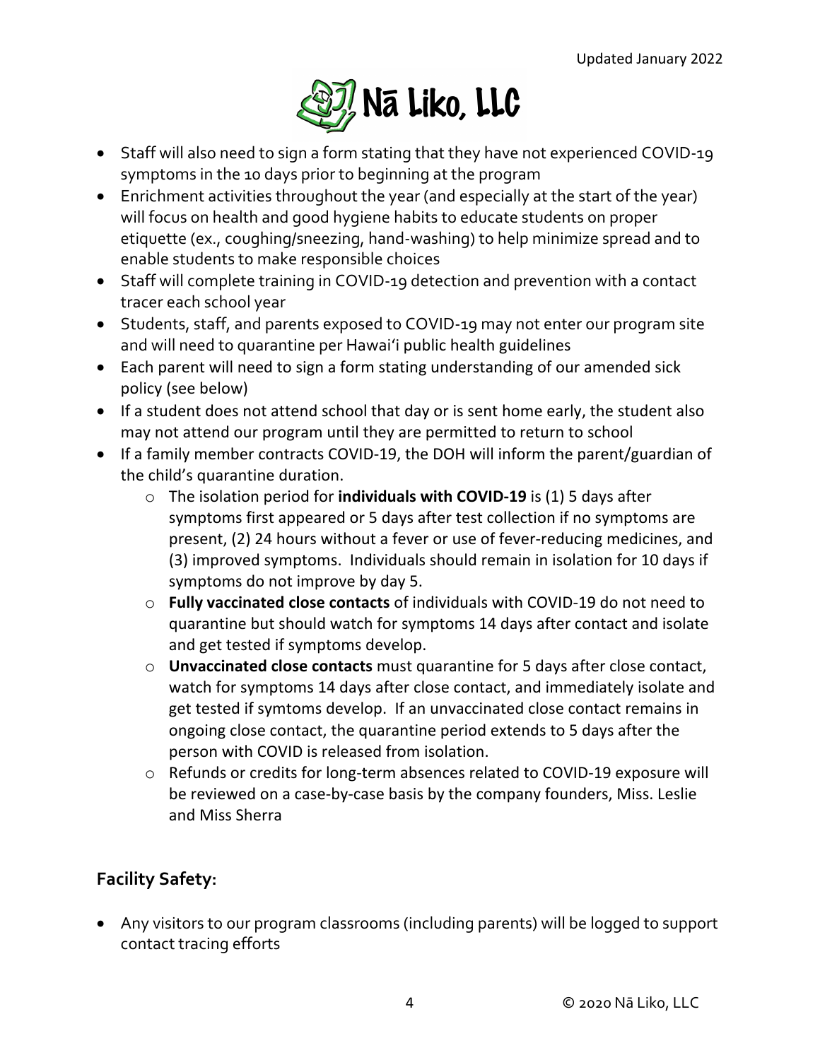- Staff will also need to sign a form stating that they have not experienced COVID-19 symptoms in the 10 days prior to beginning at the program
- Enrichment activities throughout the year (and especially at the start of the year) will focus on health and good hygiene habits to educate students on proper etiquette (ex., coughing/sneezing, hand-washing) to help minimize spread and to enable students to make responsible choices
- Staff will complete training in COVID-19 detection and prevention with a contact tracer each school year
- Students, staff, and parents exposed to COVID-19 may not enter our program site and will need to quarantine per Hawaiʻi public health guidelines
- Each parent will need to sign a form stating understanding of our amended sick policy (see below)
- If a student does not attend school that day or is sent home early, the student also may not attend our program until they are permitted to return to school
- If a family member contracts COVID-19, the DOH will inform the parent/guardian of the child's quarantine duration.
    - The isolation period for **individuals with COVID-19** is (1) 5 days after symptoms first appeared or 5 days after test collection if no symptoms are present, (2) 24 hours without a fever or use of fever-reducing medicines, and (3) improved symptoms. Individuals should remain in isolation for 10 days if symptoms do not improve by day 5.
    - **Fully vaccinated close contacts** of individuals with COVID-19 do not need to quarantine but should watch for symptoms 14 days after contact and isolate and get tested if symptoms develop.
    - **Unvaccinated close contacts** must quarantine for 5 days after close contact, watch for symptoms 14 days after close contact, and immediately isolate and get tested if symtoms develop. If an unvaccinated close contact remains in ongoing close contact, the quarantine period extends to 5 days after the person with COVID is released from isolation.
    - Refunds or credits for long-term absences related to COVID-19 exposure will be reviewed on a case-by-case basis by the company founders, Miss. Leslie and Miss Sherra

## Facility Safety:

- Any visitors to our program classrooms (including parents) will be logged to support contact tracing efforts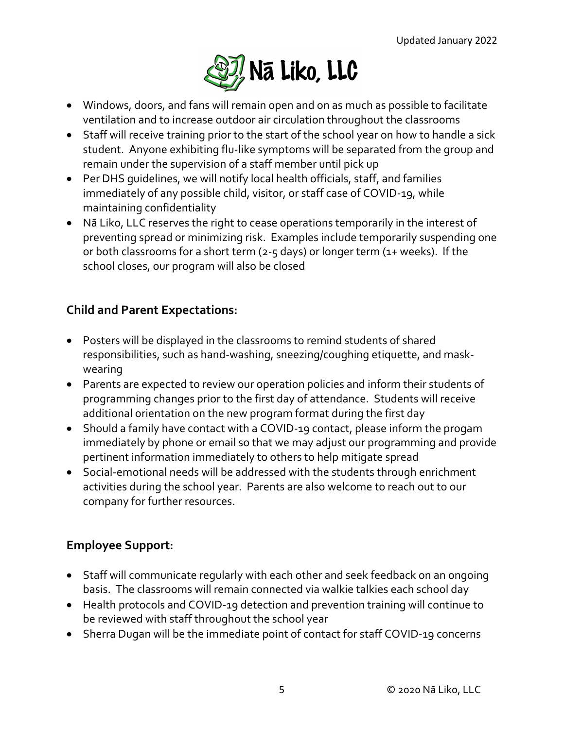- Windows, doors, and fans will remain open and on as much as possible to facilitate ventilation and to increase outdoor air circulation throughout the classrooms
- Staff will receive training prior to the start of the school year on how to handle a sick student. Anyone exhibiting flu-like symptoms will be separated from the group and remain under the supervision of a staff member until pick up
- Per DHS guidelines, we will notify local health officials, staff, and families immediately of any possible child, visitor, or staff case of COVID-19, while maintaining confidentiality
- Nā Liko, LLC reserves the right to cease operations temporarily in the interest of preventing spread or minimizing risk. Examples include temporarily suspending one or both classrooms for a short term (2-5 days) or longer term (1+ weeks). If the school closes, our program will also be closed

### Child and Parent Expectations:

- Posters will be displayed in the classrooms to remind students of shared responsibilities, such as hand-washing, sneezing/coughing etiquette, and mask-wearing
- Parents are expected to review our operation policies and inform their students of programming changes prior to the first day of attendance. Students will receive additional orientation on the new program format during the first day
- Should a family have contact with a COVID-19 contact, please inform the progam immediately by phone or email so that we may adjust our programming and provide pertinent information immediately to others to help mitigate spread
- Social-emotional needs will be addressed with the students through enrichment activities during the school year. Parents are also welcome to reach out to our company for further resources.

### Employee Support:

- Staff will communicate regularly with each other and seek feedback on an ongoing basis. The classrooms will remain connected via walkie talkies each school day
- Health protocols and COVID-19 detection and prevention training will continue to be reviewed with staff throughout the school year
- Sherra Dugan will be the immediate point of contact for staff COVID-19 concerns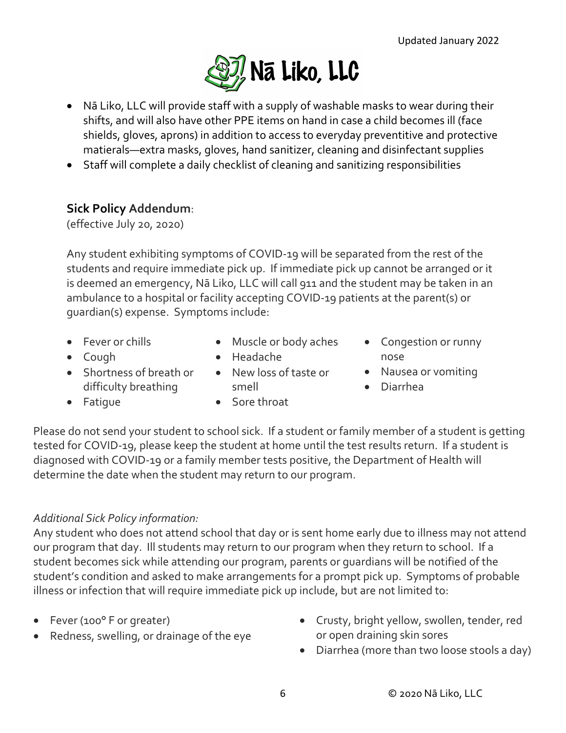- Nā Liko, LLC will provide staff with a supply of washable masks to wear during their shifts, and will also have other PPE items on hand in case a child becomes ill (face shields, gloves, aprons) in addition to access to everyday preventitive and protective matierals—extra masks, gloves, hand sanitizer, cleaning and disinfectant supplies
- Staff will complete a daily checklist of cleaning and sanitizing responsibilities

**Sick Policy Addendum**:
(effective July 20, 2020)

Any student exhibiting symptoms of COVID-19 will be separated from the rest of the students and require immediate pick up. If immediate pick up cannot be arranged or it is deemed an emergency, Nā Liko, LLC will call 911 and the student may be taken in an ambulance to a hospital or facility accepting COVID-19 patients at the parent(s) or guardian(s) expense. Symptoms include:

- Fever or chills
- Cough
- Shortness of breath or difficulty breathing
- Fatigue
- Muscle or body aches
- Headache
- New loss of taste or smell
- Sore throat
- Congestion or runny nose
- Nausea or vomiting
- Diarrhea

Please do not send your student to school sick. If a student or family member of a student is getting tested for COVID-19, please keep the student at home until the test results return. If a student is diagnosed with COVID-19 or a family member tests positive, the Department of Health will determine the date when the student may return to our program.

*Additional Sick Policy information:*
Any student who does not attend school that day or is sent home early due to illness may not attend our program that day. Ill students may return to our program when they return to school. If a student becomes sick while attending our program, parents or guardians will be notified of the student's condition and asked to make arrangements for a prompt pick up. Symptoms of probable illness or infection that will require immediate pick up include, but are not limited to:

- Fever (100° F or greater)
- Redness, swelling, or drainage of the eye
- Crusty, bright yellow, swollen, tender, red or open draining skin sores
- Diarrhea (more than two loose stools a day)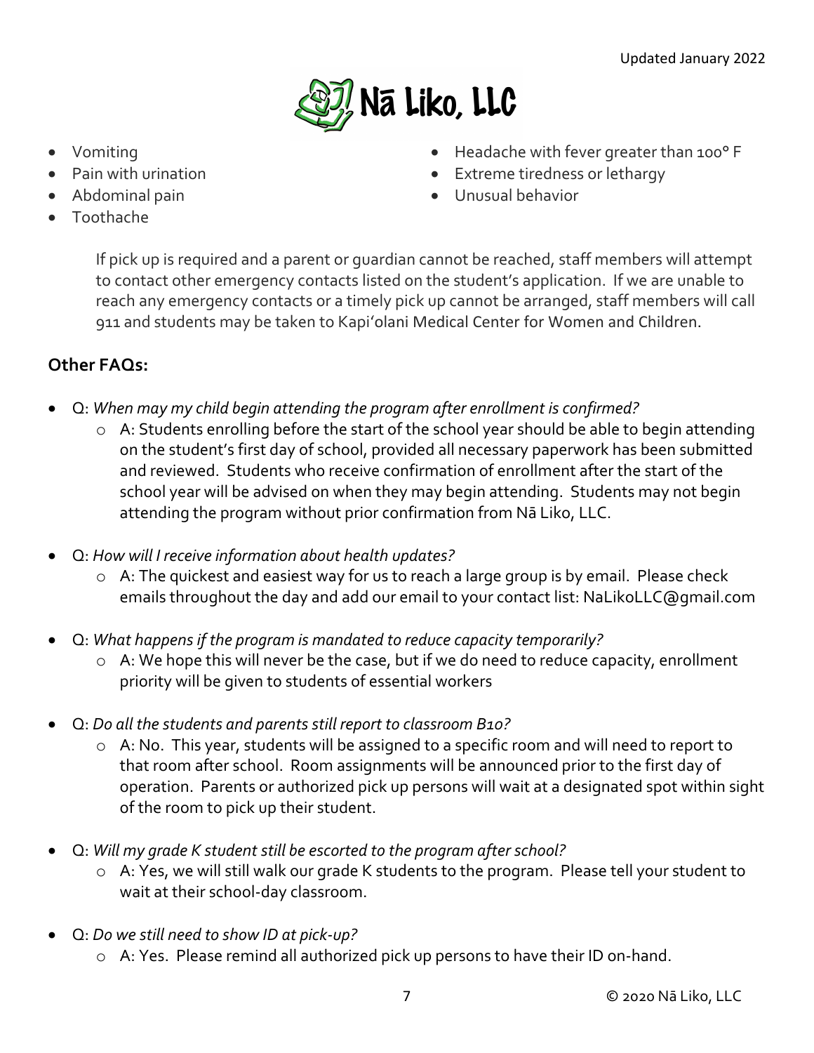- Vomiting
- Pain with urination
- Abdominal pain
- Toothache
- Headache with fever greater than 100° F
- Extreme tiredness or lethargy
- Unusual behavior

If pick up is required and a parent or guardian cannot be reached, staff members will attempt to contact other emergency contacts listed on the student's application. If we are unable to reach any emergency contacts or a timely pick up cannot be arranged, staff members will call 911 and students may be taken to Kapiʻolani Medical Center for Women and Children.

## Other FAQs:

- Q: *When may my child begin attending the program after enrollment is confirmed?*
  - A: Students enrolling before the start of the school year should be able to begin attending on the student's first day of school, provided all necessary paperwork has been submitted and reviewed. Students who receive confirmation of enrollment after the start of the school year will be advised on when they may begin attending. Students may not begin attending the program without prior confirmation from Nā Liko, LLC.
- Q: *How will I receive information about health updates?*
  - A: The quickest and easiest way for us to reach a large group is by email. Please check emails throughout the day and add our email to your contact list: NaLikoLLC@gmail.com
- Q: *What happens if the program is mandated to reduce capacity temporarily?*
  - A: We hope this will never be the case, but if we do need to reduce capacity, enrollment priority will be given to students of essential workers
- Q: *Do all the students and parents still report to classroom B10?*
  - A: No. This year, students will be assigned to a specific room and will need to report to that room after school. Room assignments will be announced prior to the first day of operation. Parents or authorized pick up persons will wait at a designated spot within sight of the room to pick up their student.
- Q: *Will my grade K student still be escorted to the program after school?*
  - A: Yes, we will still walk our grade K students to the program. Please tell your student to wait at their school-day classroom.
- Q: *Do we still need to show ID at pick-up?*
  - A: Yes. Please remind all authorized pick up persons to have their ID on-hand.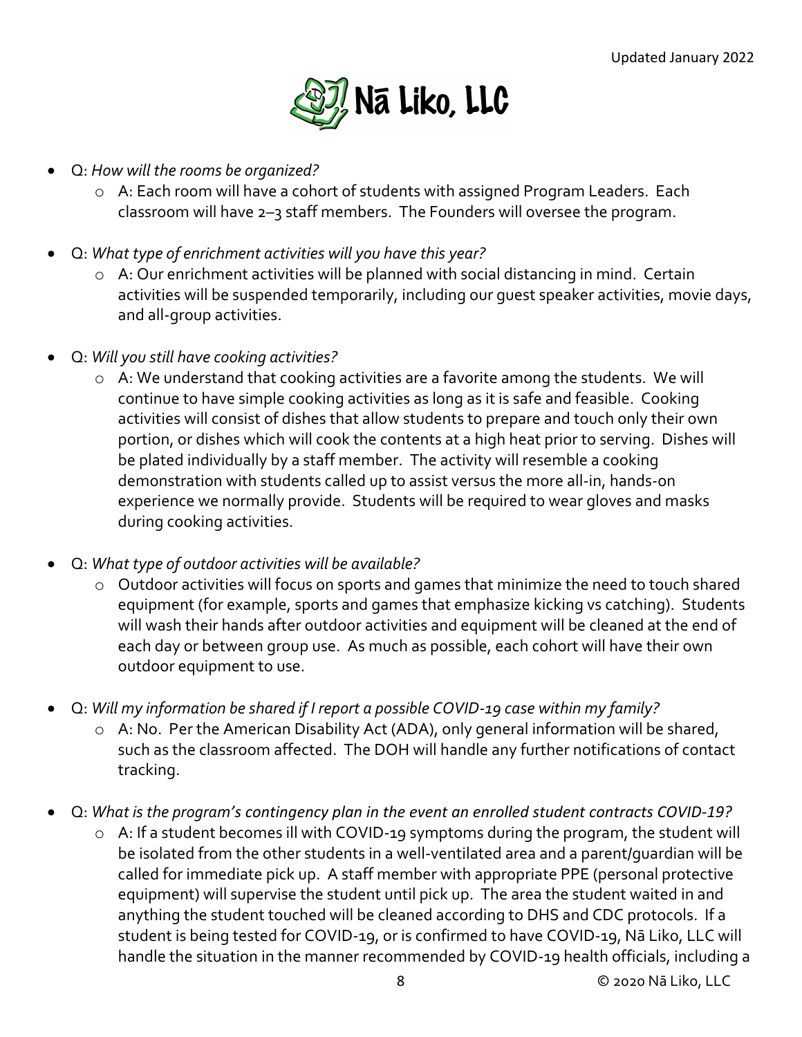- Q: *How will the rooms be organized?*
  - A: Each room will have a cohort of students with assigned Program Leaders. Each classroom will have 2–3 staff members. The Founders will oversee the program.
- Q: *What type of enrichment activities will you have this year?*
  - A: Our enrichment activities will be planned with social distancing in mind. Certain activities will be suspended temporarily, including our guest speaker activities, movie days, and all-group activities.
- Q: *Will you still have cooking activities?*
  - A: We understand that cooking activities are a favorite among the students. We will continue to have simple cooking activities as long as it is safe and feasible. Cooking activities will consist of dishes that allow students to prepare and touch only their own portion, or dishes which will cook the contents at a high heat prior to serving. Dishes will be plated individually by a staff member. The activity will resemble a cooking demonstration with students called up to assist versus the more all-in, hands-on experience we normally provide. Students will be required to wear gloves and masks during cooking activities.
- Q: *What type of outdoor activities will be available?*
  - Outdoor activities will focus on sports and games that minimize the need to touch shared equipment (for example, sports and games that emphasize kicking vs catching). Students will wash their hands after outdoor activities and equipment will be cleaned at the end of each day or between group use. As much as possible, each cohort will have their own outdoor equipment to use.
- Q: *Will my information be shared if I report a possible COVID-19 case within my family?*
  - A: No. Per the American Disability Act (ADA), only general information will be shared, such as the classroom affected. The DOH will handle any further notifications of contact tracking.
- Q: *What is the program's contingency plan in the event an enrolled student contracts COVID-19?*
  - A: If a student becomes ill with COVID-19 symptoms during the program, the student will be isolated from the other students in a well-ventilated area and a parent/guardian will be called for immediate pick up. A staff member with appropriate PPE (personal protective equipment) will supervise the student until pick up. The area the student waited in and anything the student touched will be cleaned according to DHS and CDC protocols. If a student is being tested for COVID-19, or is confirmed to have COVID-19, Nā Liko, LLC will handle the situation in the manner recommended by COVID-19 health officials, including a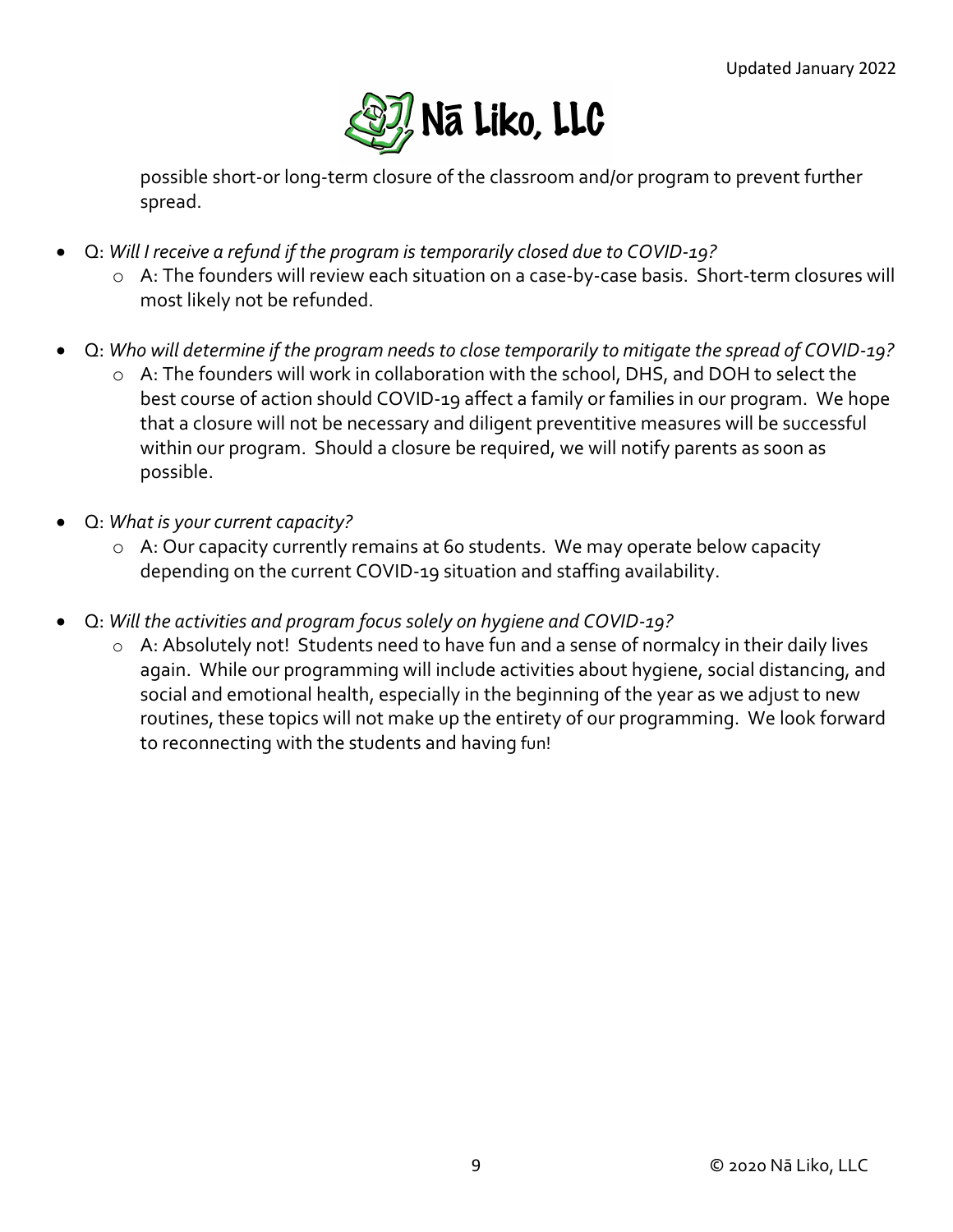possible short-or long-term closure of the classroom and/or program to prevent further spread.

- Q: *Will I receive a refund if the program is temporarily closed due to COVID-19?*
  - A: The founders will review each situation on a case-by-case basis. Short-term closures will most likely not be refunded.

- Q: *Who will determine if the program needs to close temporarily to mitigate the spread of COVID-19?*
  - A: The founders will work in collaboration with the school, DHS, and DOH to select the best course of action should COVID-19 affect a family or families in our program. We hope that a closure will not be necessary and diligent preventitive measures will be successful within our program. Should a closure be required, we will notify parents as soon as possible.

- Q: *What is your current capacity?*
  - A: Our capacity currently remains at 60 students. We may operate below capacity depending on the current COVID-19 situation and staffing availability.

- Q: *Will the activities and program focus solely on hygiene and COVID-19?*
  - A: Absolutely not! Students need to have fun and a sense of normalcy in their daily lives again. While our programming will include activities about hygiene, social distancing, and social and emotional health, especially in the beginning of the year as we adjust to new routines, these topics will not make up the entirety of our programming. We look forward to reconnecting with the students and having fun!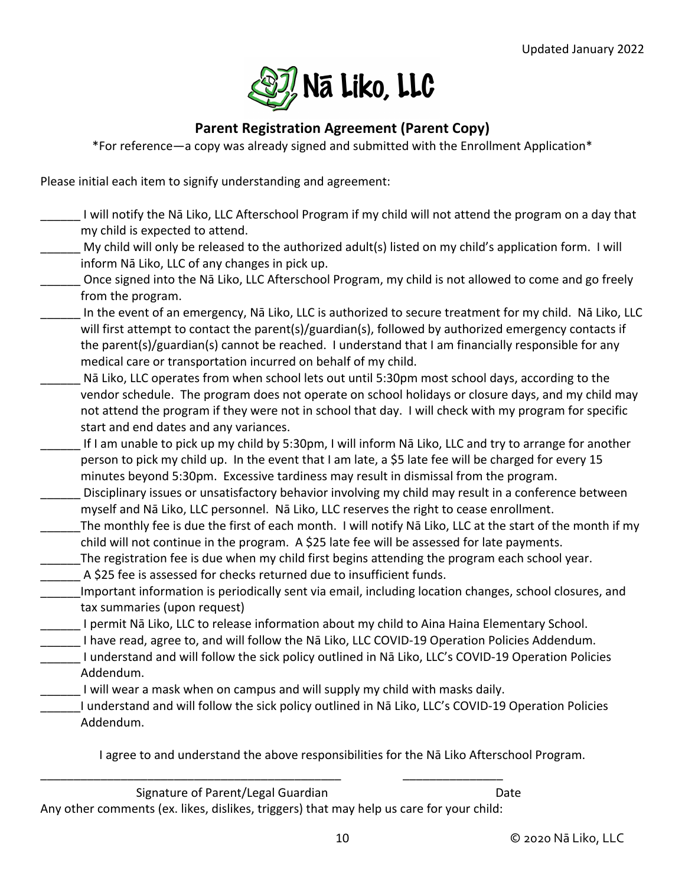Updated January 2022

# Nā Liko, LLC

## Parent Registration Agreement (Parent Copy)

*For reference—a copy was already signed and submitted with the Enrollment Application*

Please initial each item to signify understanding and agreement:

______ I will notify the Nā Liko, LLC Afterschool Program if my child will not attend the program on a day that my child is expected to attend.

______ My child will only be released to the authorized adult(s) listed on my child's application form. I will inform Nā Liko, LLC of any changes in pick up.

______ Once signed into the Nā Liko, LLC Afterschool Program, my child is not allowed to come and go freely from the program.

______ In the event of an emergency, Nā Liko, LLC is authorized to secure treatment for my child. Nā Liko, LLC will first attempt to contact the parent(s)/guardian(s), followed by authorized emergency contacts if the parent(s)/guardian(s) cannot be reached. I understand that I am financially responsible for any medical care or transportation incurred on behalf of my child.

______ Nā Liko, LLC operates from when school lets out until 5:30pm most school days, according to the vendor schedule. The program does not operate on school holidays or closure days, and my child may not attend the program if they were not in school that day. I will check with my program for specific start and end dates and any variances.

______ If I am unable to pick up my child by 5:30pm, I will inform Nā Liko, LLC and try to arrange for another person to pick my child up. In the event that I am late, a $5 late fee will be charged for every 15 minutes beyond 5:30pm. Excessive tardiness may result in dismissal from the program.

______ Disciplinary issues or unsatisfactory behavior involving my child may result in a conference between myself and Nā Liko, LLC personnel. Nā Liko, LLC reserves the right to cease enrollment.

______The monthly fee is due the first of each month. I will notify Nā Liko, LLC at the start of the month if my child will not continue in the program. A $25 late fee will be assessed for late payments.

______The registration fee is due when my child first begins attending the program each school year.

______ A $25 fee is assessed for checks returned due to insufficient funds.

______Important information is periodically sent via email, including location changes, school closures, and tax summaries (upon request)

______ I permit Nā Liko, LLC to release information about my child to Aina Haina Elementary School.

______ I have read, agree to, and will follow the Nā Liko, LLC COVID-19 Operation Policies Addendum.

______ I understand and will follow the sick policy outlined in Nā Liko, LLC's COVID-19 Operation Policies Addendum.

______ I will wear a mask when on campus and will supply my child with masks daily.

______I understand and will follow the sick policy outlined in Nā Liko, LLC's COVID-19 Operation Policies Addendum.

I agree to and understand the above responsibilities for the Nā Liko Afterschool Program.

_______________________________________________ _______________

Signature of Parent/Legal Guardian Date

Any other comments (ex. likes, dislikes, triggers) that may help us care for your child:

© 2020 Nā Liko, LLC